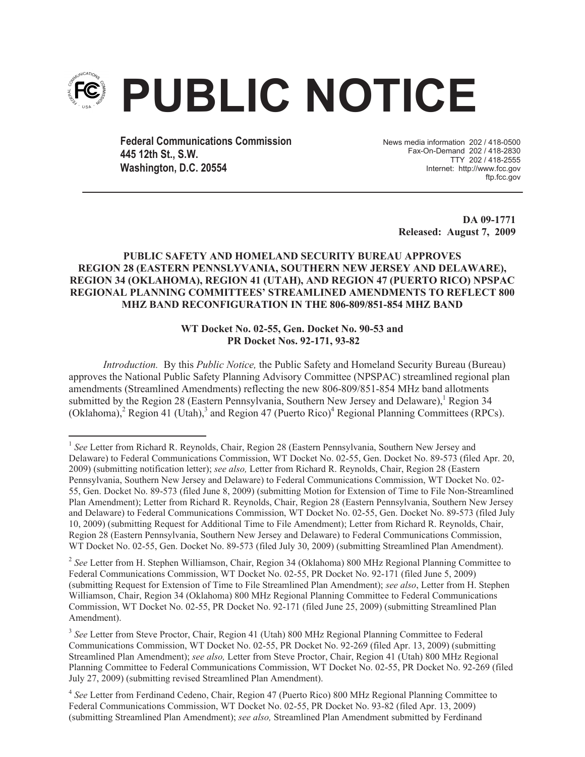# PUBLIC NOTICE

**Federal Communications Commission**
**445 12th St., S.W.**
**Washington, D.C. 20554**

News media information 202 / 418-0500
Fax-On-Demand 202 / 418-2830
TTY 202 / 418-2555
Internet: http://www.fcc.gov
ftp.fcc.gov

**DA 09-1771**
**Released: August 7, 2009**

**PUBLIC SAFETY AND HOMELAND SECURITY BUREAU APPROVES REGION 28 (EASTERN PENNSLYVANIA, SOUTHERN NEW JERSEY AND DELAWARE), REGION 34 (OKLAHOMA), REGION 41 (UTAH), AND REGION 47 (PUERTO RICO) NPSPAC REGIONAL PLANNING COMMITTEES' STREAMLINED AMENDMENTS TO REFLECT 800 MHZ BAND RECONFIGURATION IN THE 806-809/851-854 MHZ BAND**

**WT Docket No. 02-55, Gen. Docket No. 90-53 and PR Docket Nos. 92-171, 93-82**

*Introduction.* By this *Public Notice,* the Public Safety and Homeland Security Bureau (Bureau) approves the National Public Safety Planning Advisory Committee (NPSPAC) streamlined regional plan amendments (Streamlined Amendments) reflecting the new 806-809/851-854 MHz band allotments submitted by the Region 28 (Eastern Pennsylvania, Southern New Jersey and Delaware),[1] Region 34 (Oklahoma),[2] Region 41 (Utah),[3] and Region 47 (Puerto Rico)[4] Regional Planning Committees (RPCs).

---

[1] *See* Letter from Richard R. Reynolds, Chair, Region 28 (Eastern Pennsylvania, Southern New Jersey and Delaware) to Federal Communications Commission, WT Docket No. 02-55, Gen. Docket No. 89-573 (filed Apr. 20, 2009) (submitting notification letter); *see also,* Letter from Richard R. Reynolds, Chair, Region 28 (Eastern Pennsylvania, Southern New Jersey and Delaware) to Federal Communications Commission, WT Docket No. 02-55, Gen. Docket No. 89-573 (filed June 8, 2009) (submitting Motion for Extension of Time to File Non-Streamlined Plan Amendment); Letter from Richard R. Reynolds, Chair, Region 28 (Eastern Pennsylvania, Southern New Jersey and Delaware) to Federal Communications Commission, WT Docket No. 02-55, Gen. Docket No. 89-573 (filed July 10, 2009) (submitting Request for Additional Time to File Amendment); Letter from Richard R. Reynolds, Chair, Region 28 (Eastern Pennsylvania, Southern New Jersey and Delaware) to Federal Communications Commission, WT Docket No. 02-55, Gen. Docket No. 89-573 (filed July 30, 2009) (submitting Streamlined Plan Amendment).

[2] *See* Letter from H. Stephen Williamson, Chair, Region 34 (Oklahoma) 800 MHz Regional Planning Committee to Federal Communications Commission, WT Docket No. 02-55, PR Docket No. 92-171 (filed June 5, 2009) (submitting Request for Extension of Time to File Streamlined Plan Amendment); *see also*, Letter from H. Stephen Williamson, Chair, Region 34 (Oklahoma) 800 MHz Regional Planning Committee to Federal Communications Commission, WT Docket No. 02-55, PR Docket No. 92-171 (filed June 25, 2009) (submitting Streamlined Plan Amendment).

[3] *See* Letter from Steve Proctor, Chair, Region 41 (Utah) 800 MHz Regional Planning Committee to Federal Communications Commission, WT Docket No. 02-55, PR Docket No. 92-269 (filed Apr. 13, 2009) (submitting Streamlined Plan Amendment); *see also,* Letter from Steve Proctor, Chair, Region 41 (Utah) 800 MHz Regional Planning Committee to Federal Communications Commission, WT Docket No. 02-55, PR Docket No. 92-269 (filed July 27, 2009) (submitting revised Streamlined Plan Amendment).

[4] *See* Letter from Ferdinand Cedeno, Chair, Region 47 (Puerto Rico) 800 MHz Regional Planning Committee to Federal Communications Commission, WT Docket No. 02-55, PR Docket No. 93-82 (filed Apr. 13, 2009) (submitting Streamlined Plan Amendment); *see also,* Streamlined Plan Amendment submitted by Ferdinand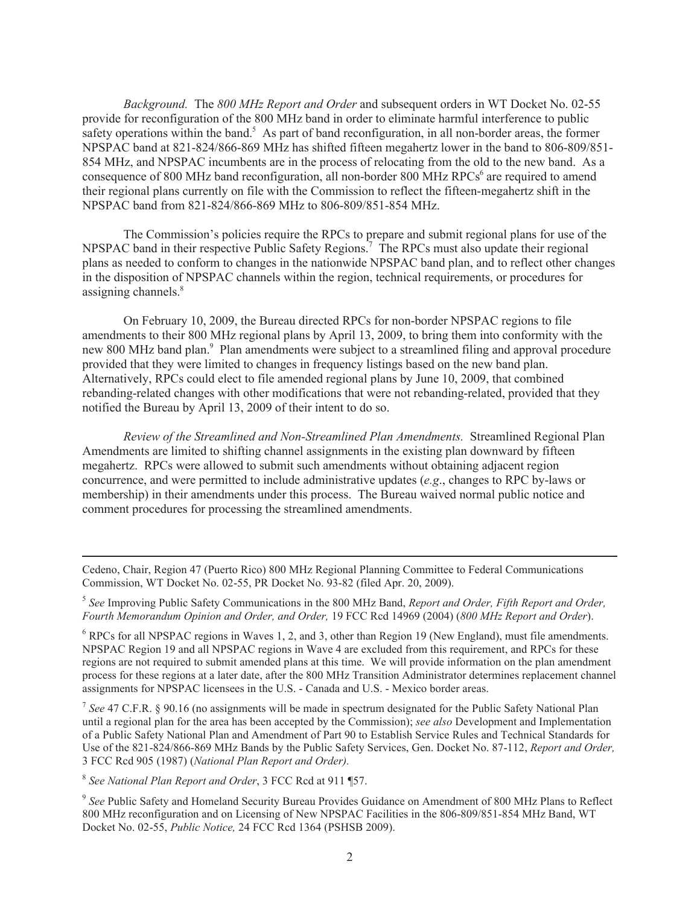*Background.* The *800 MHz Report and Order* and subsequent orders in WT Docket No. 02-55 provide for reconfiguration of the 800 MHz band in order to eliminate harmful interference to public safety operations within the band.[5] As part of band reconfiguration, in all non-border areas, the former NPSPAC band at 821-824/866-869 MHz has shifted fifteen megahertz lower in the band to 806-809/851-854 MHz, and NPSPAC incumbents are in the process of relocating from the old to the new band. As a consequence of 800 MHz band reconfiguration, all non-border 800 MHz RPCs[6] are required to amend their regional plans currently on file with the Commission to reflect the fifteen-megahertz shift in the NPSPAC band from 821-824/866-869 MHz to 806-809/851-854 MHz.

The Commission's policies require the RPCs to prepare and submit regional plans for use of the NPSPAC band in their respective Public Safety Regions.[7] The RPCs must also update their regional plans as needed to conform to changes in the nationwide NPSPAC band plan, and to reflect other changes in the disposition of NPSPAC channels within the region, technical requirements, or procedures for assigning channels.[8]

On February 10, 2009, the Bureau directed RPCs for non-border NPSPAC regions to file amendments to their 800 MHz regional plans by April 13, 2009, to bring them into conformity with the new 800 MHz band plan.[9] Plan amendments were subject to a streamlined filing and approval procedure provided that they were limited to changes in frequency listings based on the new band plan. Alternatively, RPCs could elect to file amended regional plans by June 10, 2009, that combined rebanding-related changes with other modifications that were not rebanding-related, provided that they notified the Bureau by April 13, 2009 of their intent to do so.

*Review of the Streamlined and Non-Streamlined Plan Amendments.* Streamlined Regional Plan Amendments are limited to shifting channel assignments in the existing plan downward by fifteen megahertz. RPCs were allowed to submit such amendments without obtaining adjacent region concurrence, and were permitted to include administrative updates (*e.g*., changes to RPC by-laws or membership) in their amendments under this process. The Bureau waived normal public notice and comment procedures for processing the streamlined amendments.

---

Cedeno, Chair, Region 47 (Puerto Rico) 800 MHz Regional Planning Committee to Federal Communications Commission, WT Docket No. 02-55, PR Docket No. 93-82 (filed Apr. 20, 2009).

[5] *See* Improving Public Safety Communications in the 800 MHz Band, *Report and Order, Fifth Report and Order, Fourth Memorandum Opinion and Order, and Order,* 19 FCC Rcd 14969 (2004) (*800 MHz Report and Order*).

[6] RPCs for all NPSPAC regions in Waves 1, 2, and 3, other than Region 19 (New England), must file amendments. NPSPAC Region 19 and all NPSPAC regions in Wave 4 are excluded from this requirement, and RPCs for these regions are not required to submit amended plans at this time. We will provide information on the plan amendment process for these regions at a later date, after the 800 MHz Transition Administrator determines replacement channel assignments for NPSPAC licensees in the U.S. - Canada and U.S. - Mexico border areas.

[7] *See* 47 C.F.R. § 90.16 (no assignments will be made in spectrum designated for the Public Safety National Plan until a regional plan for the area has been accepted by the Commission); *see also* Development and Implementation of a Public Safety National Plan and Amendment of Part 90 to Establish Service Rules and Technical Standards for Use of the 821-824/866-869 MHz Bands by the Public Safety Services, Gen. Docket No. 87-112, *Report and Order,* 3 FCC Rcd 905 (1987) (*National Plan Report and Order).*

[8] *See National Plan Report and Order*, 3 FCC Rcd at 911 ¶57.

[9] *See* Public Safety and Homeland Security Bureau Provides Guidance on Amendment of 800 MHz Plans to Reflect 800 MHz reconfiguration and on Licensing of New NPSPAC Facilities in the 806-809/851-854 MHz Band, WT Docket No. 02-55, *Public Notice,* 24 FCC Rcd 1364 (PSHSB 2009).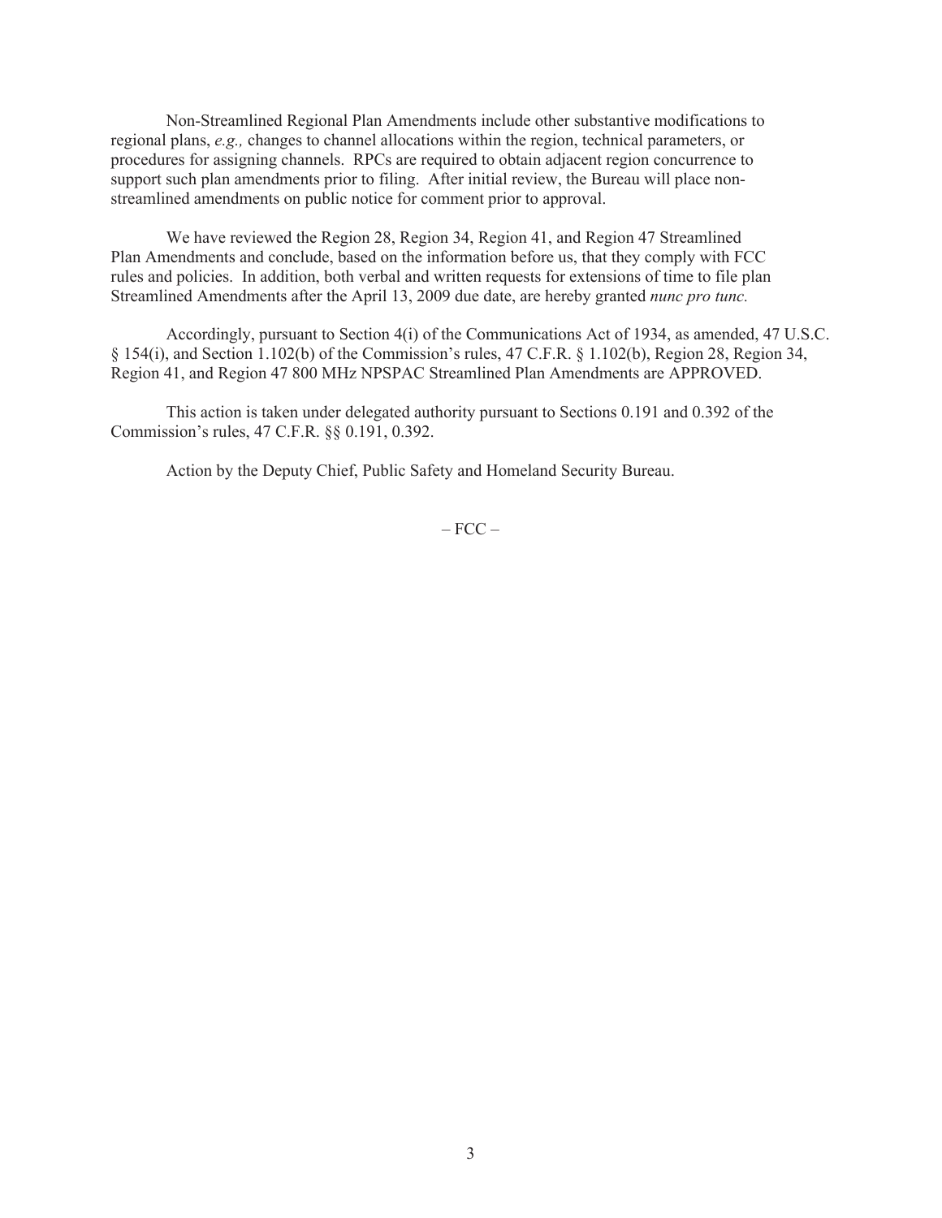Non-Streamlined Regional Plan Amendments include other substantive modifications to regional plans, *e.g.,* changes to channel allocations within the region, technical parameters, or procedures for assigning channels. RPCs are required to obtain adjacent region concurrence to support such plan amendments prior to filing. After initial review, the Bureau will place non-streamlined amendments on public notice for comment prior to approval.

We have reviewed the Region 28, Region 34, Region 41, and Region 47 Streamlined Plan Amendments and conclude, based on the information before us, that they comply with FCC rules and policies. In addition, both verbal and written requests for extensions of time to file plan Streamlined Amendments after the April 13, 2009 due date, are hereby granted *nunc pro tunc.*

Accordingly, pursuant to Section 4(i) of the Communications Act of 1934, as amended, 47 U.S.C. § 154(i), and Section 1.102(b) of the Commission's rules, 47 C.F.R. § 1.102(b), Region 28, Region 34, Region 41, and Region 47 800 MHz NPSPAC Streamlined Plan Amendments are APPROVED.

This action is taken under delegated authority pursuant to Sections 0.191 and 0.392 of the Commission's rules, 47 C.F.R. §§ 0.191, 0.392.

Action by the Deputy Chief, Public Safety and Homeland Security Bureau.

– FCC –